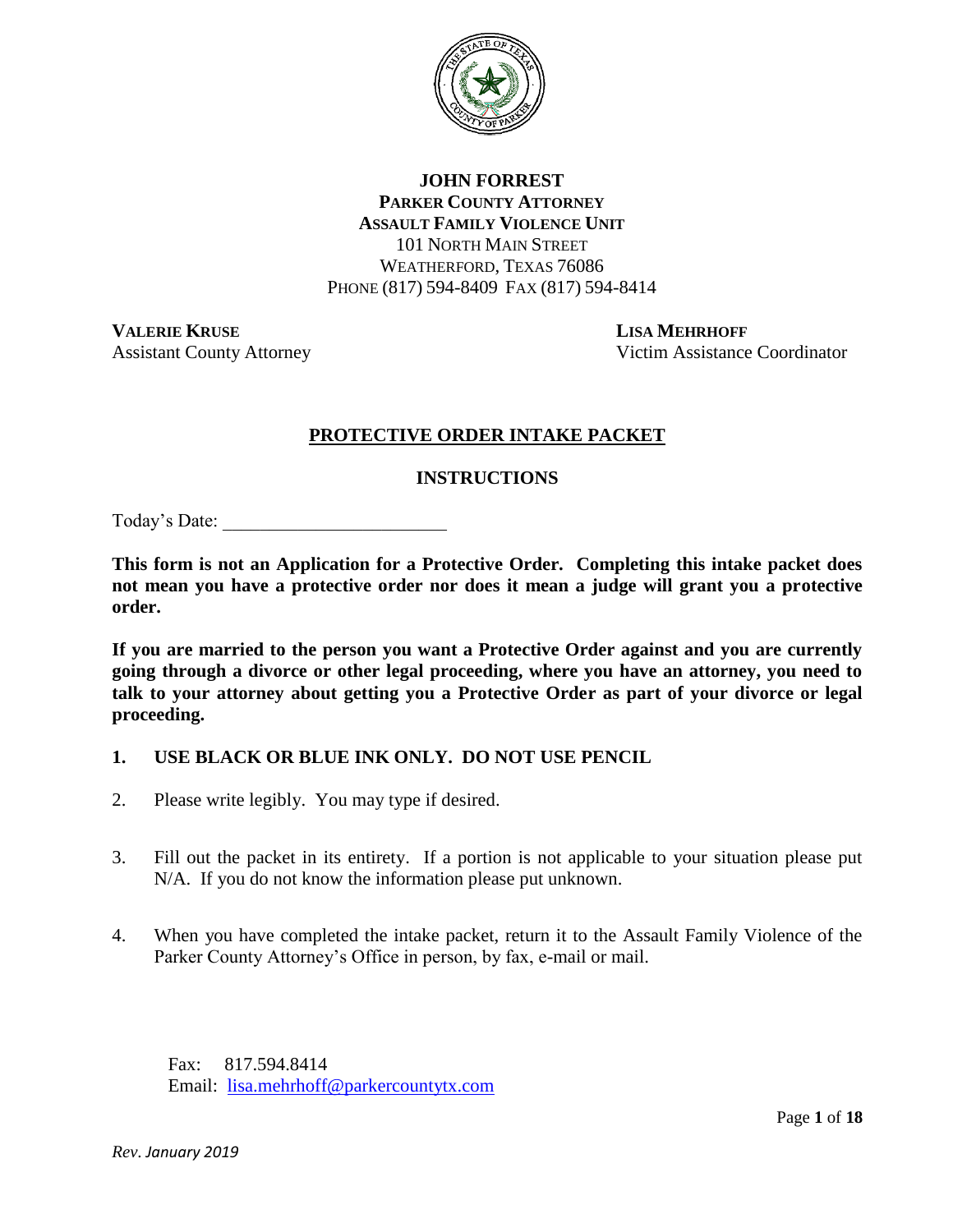**JOHN FORREST**
**PARKER COUNTY ATTORNEY**
**ASSAULT FAMILY VIOLENCE UNIT**
101 NORTH MAIN STREET
WEATHERFORD, TEXAS 76086
PHONE (817) 594-8409 FAX (817) 594-8414

**VALERIE KRUSE**
Assistant County Attorney

**LISA MEHRHOFF**
Victim Assistance Coordinator

# PROTECTIVE ORDER INTAKE PACKET

## INSTRUCTIONS

Today's Date: ________________________

**This form is not an Application for a Protective Order. Completing this intake packet does not mean you have a protective order nor does it mean a judge will grant you a protective order.**

**If you are married to the person you want a Protective Order against and you are currently going through a divorce or other legal proceeding, where you have an attorney, you need to talk to your attorney about getting you a Protective Order as part of your divorce or legal proceeding.**

1. **USE BLACK OR BLUE INK ONLY. DO NOT USE PENCIL**
2. Please write legibly. You may type if desired.
3. Fill out the packet in its entirety. If a portion is not applicable to your situation please put N/A. If you do not know the information please put unknown.
4. When you have completed the intake packet, return it to the Assault Family Violence of the Parker County Attorney's Office in person, by fax, e-mail or mail.

Fax: 817.594.8414
Email: lisa.mehrhoff@parkercountytx.com

*Rev. January 2019*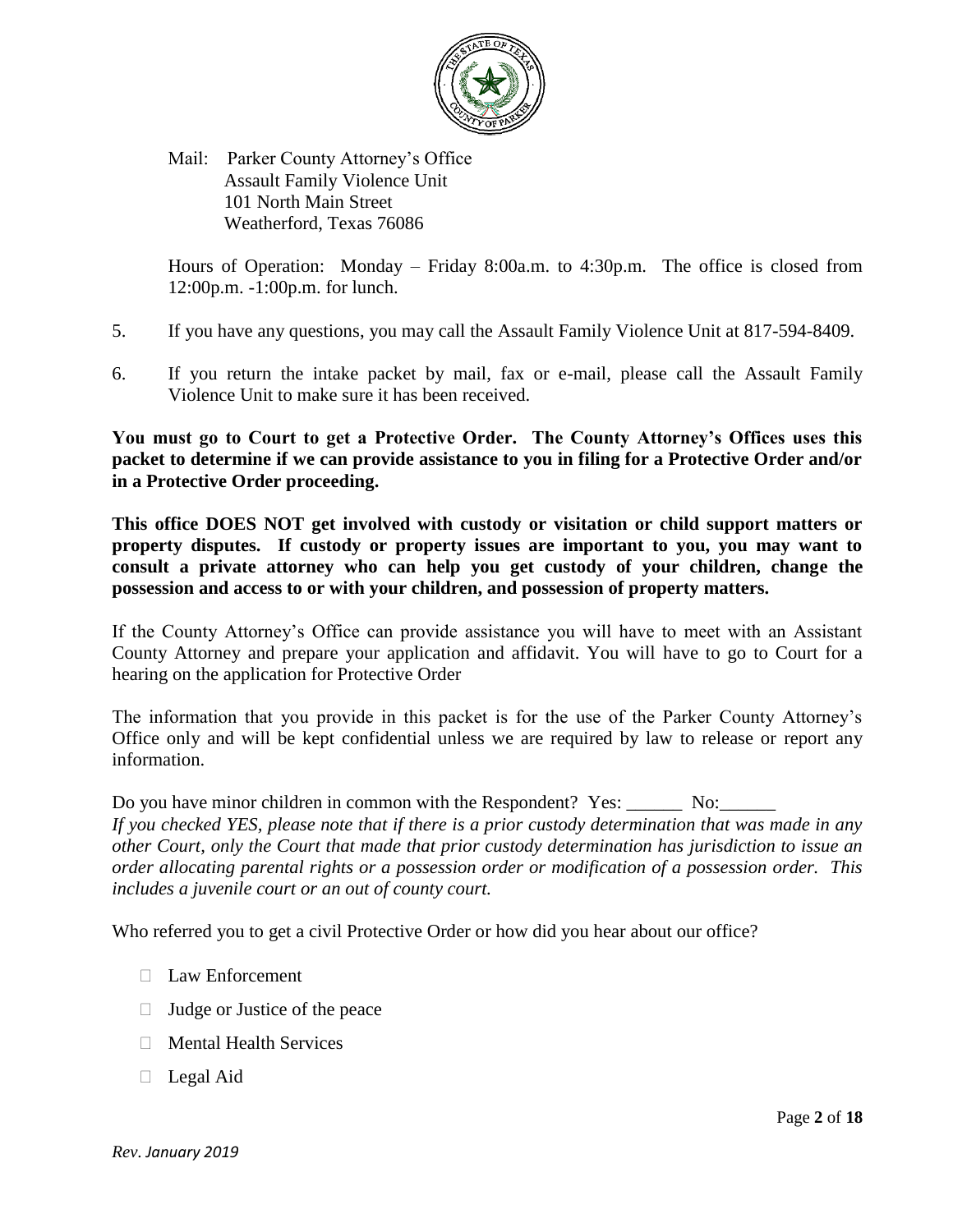Mail: Parker County Attorney's Office
Assault Family Violence Unit
101 North Main Street
Weatherford, Texas 76086

Hours of Operation: Monday – Friday 8:00a.m. to 4:30p.m. The office is closed from 12:00p.m. -1:00p.m. for lunch.

5. If you have any questions, you may call the Assault Family Violence Unit at 817-594-8409.

6. If you return the intake packet by mail, fax or e-mail, please call the Assault Family Violence Unit to make sure it has been received.

**You must go to Court to get a Protective Order. The County Attorney's Offices uses this packet to determine if we can provide assistance to you in filing for a Protective Order and/or in a Protective Order proceeding.**

**This office DOES NOT get involved with custody or visitation or child support matters or property disputes. If custody or property issues are important to you, you may want to consult a private attorney who can help you get custody of your children, change the possession and access to or with your children, and possession of property matters.**

If the County Attorney's Office can provide assistance you will have to meet with an Assistant County Attorney and prepare your application and affidavit. You will have to go to Court for a hearing on the application for Protective Order

The information that you provide in this packet is for the use of the Parker County Attorney's Office only and will be kept confidential unless we are required by law to release or report any information.

Do you have minor children in common with the Respondent? Yes: ______ No:______

*If you checked YES, please note that if there is a prior custody determination that was made in any other Court, only the Court that made that prior custody determination has jurisdiction to issue an order allocating parental rights or a possession order or modification of a possession order. This includes a juvenile court or an out of county court.*

Who referred you to get a civil Protective Order or how did you hear about our office?

- ☐ Law Enforcement
- ☐ Judge or Justice of the peace
- ☐ Mental Health Services
- ☐ Legal Aid

*Rev. January 2019*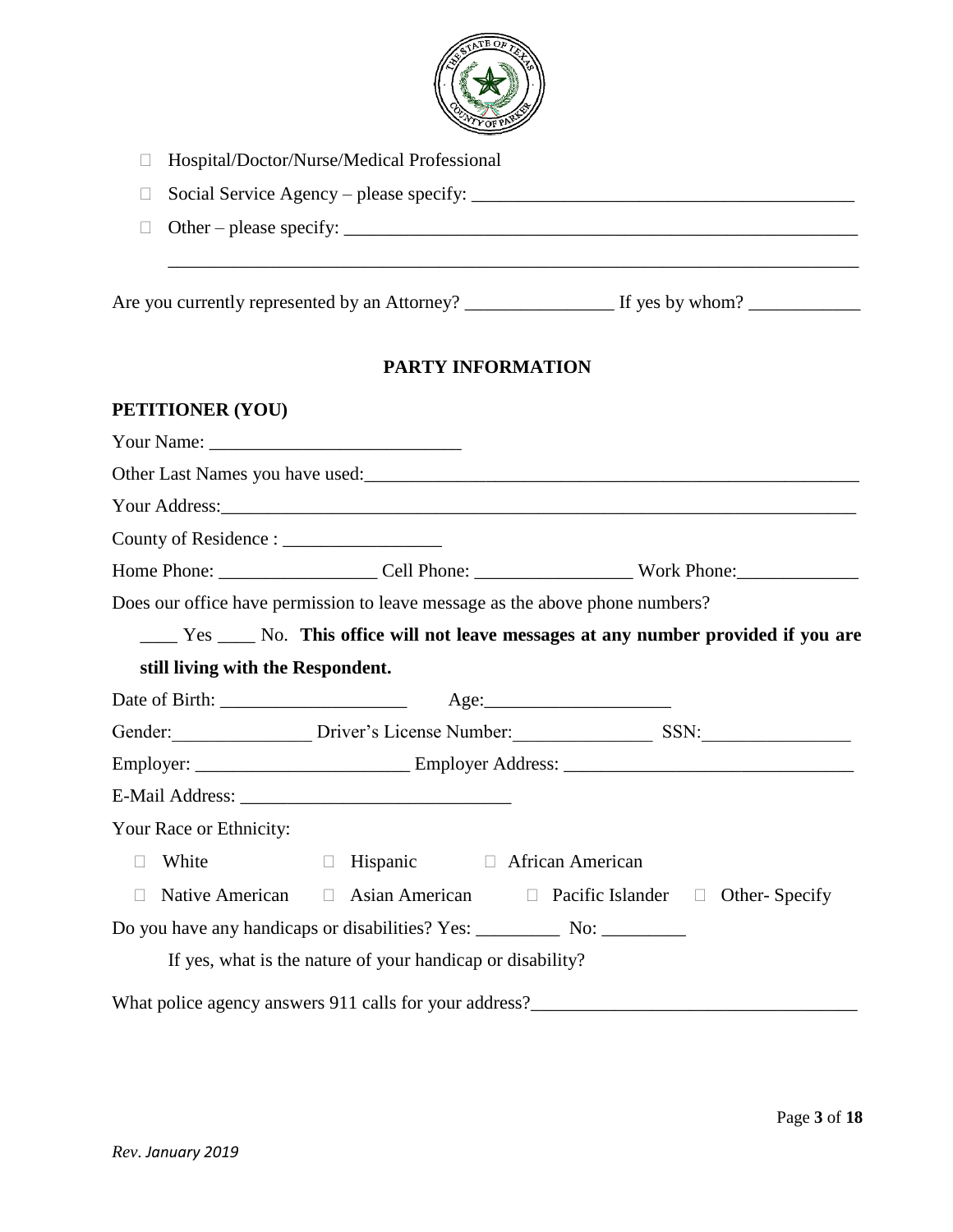- ☐ Hospital/Doctor/Nurse/Medical Professional
- ☐ Social Service Agency – please specify: ________________________________________
- ☐ Other – please specify: ______________________________________________________

  ______________________________________________________________________________

Are you currently represented by an Attorney? ________________ If yes by whom? ____________

## PARTY INFORMATION

### PETITIONER (YOU)

Your Name: ___________________________

Other Last Names you have used: _____________________________________________________

Your Address: _________________________________________________________________

County of Residence : _________________

Home Phone: _________________ Cell Phone: _________________ Work Phone: _____________

Does our office have permission to leave message as the above phone numbers?

____ Yes ____ No. **This office will not leave messages at any number provided if you are still living with the Respondent.**

Date of Birth: ____________________ Age: ____________________

Gender: _______________ Driver's License Number: _______________ SSN: ________________

Employer: _______________________ Employer Address: _______________________________

E-Mail Address: _____________________________

Your Race or Ethnicity:

☐ White ☐ Hispanic ☐ African American

☐ Native American ☐ Asian American ☐ Pacific Islander ☐ Other- Specify

Do you have any handicaps or disabilities? Yes: _________ No: _________

If yes, what is the nature of your handicap or disability?

What police agency answers 911 calls for your address? __________________________________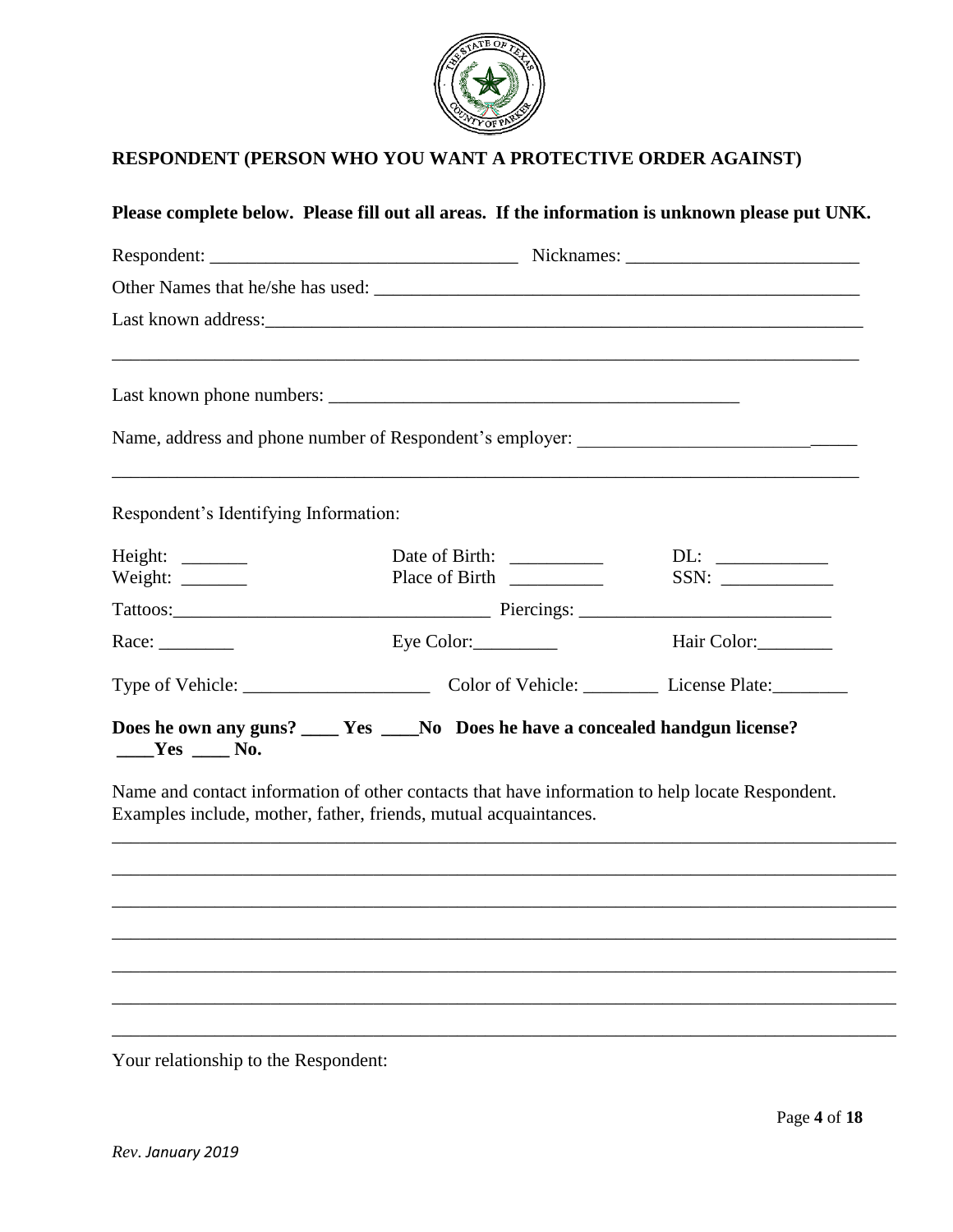## RESPONDENT (PERSON WHO YOU WANT A PROTECTIVE ORDER AGAINST)

**Please complete below. Please fill out all areas. If the information is unknown please put UNK.**

Respondent: _________________________________ Nicknames: _________________________

Other Names that he/she has used: _______________________________________________________

Last known address:___________________________________________________________________

_________________________________________________________________________________

Last known phone numbers: _____________________________________________

Name, address and phone number of Respondent's employer: ______________________________

_________________________________________________________________________________

Respondent's Identifying Information:

Height: _______ Date of Birth: __________ DL: ____________

Weight: _______ Place of Birth __________ SSN: ____________

Tattoos:__________________________________ Piercings: ___________________________

Race: ________ Eye Color:_________ Hair Color:________

Type of Vehicle: ____________________ Color of Vehicle: ________ License Plate:________

**Does he own any guns? ____ Yes ____No Does he have a concealed handgun license? ____Yes ____ No.**

Name and contact information of other contacts that have information to help locate Respondent. Examples include, mother, father, friends, mutual acquaintances.

_________________________________________________________________________________

_________________________________________________________________________________

_________________________________________________________________________________

_________________________________________________________________________________

_________________________________________________________________________________

_________________________________________________________________________________

_________________________________________________________________________________

Your relationship to the Respondent:

*Rev. January 2019*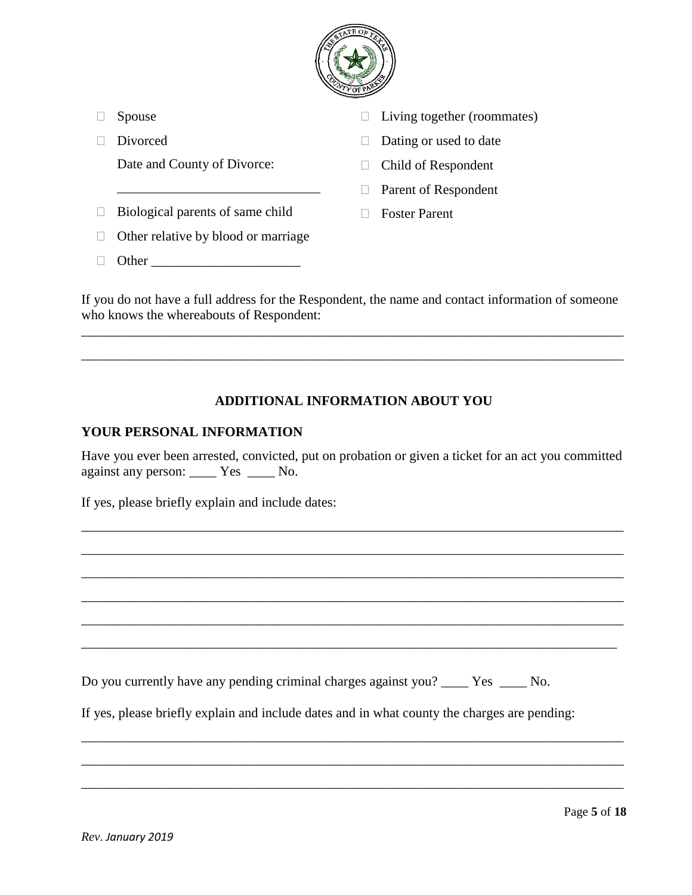- ☐ Spouse
- ☐ Divorced

  Date and County of Divorce:

  ______________________________
- ☐ Biological parents of same child
- ☐ Other relative by blood or marriage
- ☐ Other ______________________
- ☐ Living together (roommates)
- ☐ Dating or used to date
- ☐ Child of Respondent
- ☐ Parent of Respondent
- ☐ Foster Parent

If you do not have a full address for the Respondent, the name and contact information of someone who knows the whereabouts of Respondent:

_______________________________________________________________________________

_______________________________________________________________________________

## ADDITIONAL INFORMATION ABOUT YOU

### YOUR PERSONAL INFORMATION

Have you ever been arrested, convicted, put on probation or given a ticket for an act you committed against any person: ____ Yes ____ No.

If yes, please briefly explain and include dates:

_______________________________________________________________________________

_______________________________________________________________________________

_______________________________________________________________________________

_______________________________________________________________________________

_______________________________________________________________________________

_______________________________________________________________________________

Do you currently have any pending criminal charges against you? ____ Yes ____ No.

If yes, please briefly explain and include dates and in what county the charges are pending:

_______________________________________________________________________________

_______________________________________________________________________________

_______________________________________________________________________________

*Rev. January 2019*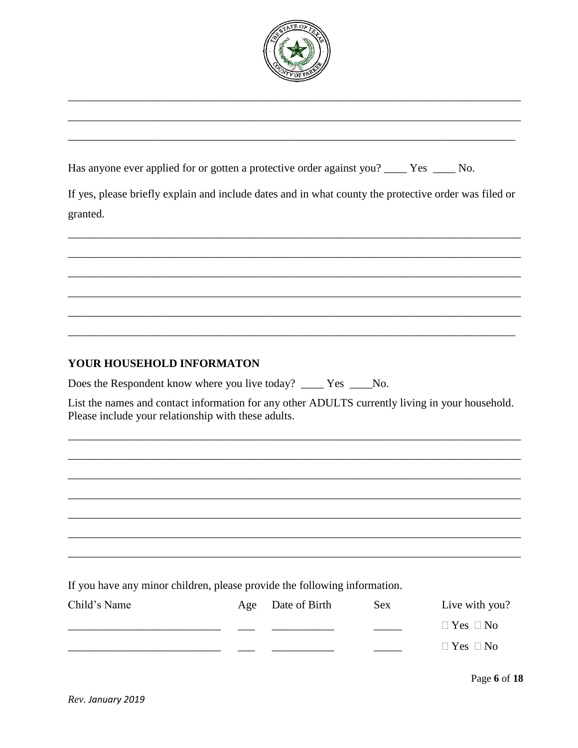\_\_\_\_\_\_\_\_\_\_\_\_\_\_\_\_\_\_\_\_\_\_\_\_\_\_\_\_\_\_\_\_\_\_\_\_\_\_\_\_\_\_\_\_\_\_\_\_\_\_\_\_\_\_\_\_\_\_\_\_\_\_\_\_\_\_\_\_\_\_\_\_\_\_\_\_

\_\_\_\_\_\_\_\_\_\_\_\_\_\_\_\_\_\_\_\_\_\_\_\_\_\_\_\_\_\_\_\_\_\_\_\_\_\_\_\_\_\_\_\_\_\_\_\_\_\_\_\_\_\_\_\_\_\_\_\_\_\_\_\_\_\_\_\_\_\_\_\_\_\_\_\_

\_\_\_\_\_\_\_\_\_\_\_\_\_\_\_\_\_\_\_\_\_\_\_\_\_\_\_\_\_\_\_\_\_\_\_\_\_\_\_\_\_\_\_\_\_\_\_\_\_\_\_\_\_\_\_\_\_\_\_\_\_\_\_\_\_\_\_\_\_\_\_\_\_\_\_

Has anyone ever applied for or gotten a protective order against you? \_\_\_\_ Yes \_\_\_\_ No.

If yes, please briefly explain and include dates and in what county the protective order was filed or granted.

\_\_\_\_\_\_\_\_\_\_\_\_\_\_\_\_\_\_\_\_\_\_\_\_\_\_\_\_\_\_\_\_\_\_\_\_\_\_\_\_\_\_\_\_\_\_\_\_\_\_\_\_\_\_\_\_\_\_\_\_\_\_\_\_\_\_\_\_\_\_\_\_\_\_\_\_

\_\_\_\_\_\_\_\_\_\_\_\_\_\_\_\_\_\_\_\_\_\_\_\_\_\_\_\_\_\_\_\_\_\_\_\_\_\_\_\_\_\_\_\_\_\_\_\_\_\_\_\_\_\_\_\_\_\_\_\_\_\_\_\_\_\_\_\_\_\_\_\_\_\_\_\_

\_\_\_\_\_\_\_\_\_\_\_\_\_\_\_\_\_\_\_\_\_\_\_\_\_\_\_\_\_\_\_\_\_\_\_\_\_\_\_\_\_\_\_\_\_\_\_\_\_\_\_\_\_\_\_\_\_\_\_\_\_\_\_\_\_\_\_\_\_\_\_\_\_\_\_\_

\_\_\_\_\_\_\_\_\_\_\_\_\_\_\_\_\_\_\_\_\_\_\_\_\_\_\_\_\_\_\_\_\_\_\_\_\_\_\_\_\_\_\_\_\_\_\_\_\_\_\_\_\_\_\_\_\_\_\_\_\_\_\_\_\_\_\_\_\_\_\_\_\_\_\_\_

\_\_\_\_\_\_\_\_\_\_\_\_\_\_\_\_\_\_\_\_\_\_\_\_\_\_\_\_\_\_\_\_\_\_\_\_\_\_\_\_\_\_\_\_\_\_\_\_\_\_\_\_\_\_\_\_\_\_\_\_\_\_\_\_\_\_\_\_\_\_\_\_\_\_\_\_

\_\_\_\_\_\_\_\_\_\_\_\_\_\_\_\_\_\_\_\_\_\_\_\_\_\_\_\_\_\_\_\_\_\_\_\_\_\_\_\_\_\_\_\_\_\_\_\_\_\_\_\_\_\_\_\_\_\_\_\_\_\_\_\_\_\_\_\_\_\_\_\_\_\_\_

## YOUR HOUSEHOLD INFORMATON

Does the Respondent know where you live today? \_\_\_\_ Yes \_\_\_\_No.

List the names and contact information for any other ADULTS currently living in your household. Please include your relationship with these adults.

\_\_\_\_\_\_\_\_\_\_\_\_\_\_\_\_\_\_\_\_\_\_\_\_\_\_\_\_\_\_\_\_\_\_\_\_\_\_\_\_\_\_\_\_\_\_\_\_\_\_\_\_\_\_\_\_\_\_\_\_\_\_\_\_\_\_\_\_\_\_\_\_\_\_\_\_

\_\_\_\_\_\_\_\_\_\_\_\_\_\_\_\_\_\_\_\_\_\_\_\_\_\_\_\_\_\_\_\_\_\_\_\_\_\_\_\_\_\_\_\_\_\_\_\_\_\_\_\_\_\_\_\_\_\_\_\_\_\_\_\_\_\_\_\_\_\_\_\_\_\_\_\_

\_\_\_\_\_\_\_\_\_\_\_\_\_\_\_\_\_\_\_\_\_\_\_\_\_\_\_\_\_\_\_\_\_\_\_\_\_\_\_\_\_\_\_\_\_\_\_\_\_\_\_\_\_\_\_\_\_\_\_\_\_\_\_\_\_\_\_\_\_\_\_\_\_\_\_\_

\_\_\_\_\_\_\_\_\_\_\_\_\_\_\_\_\_\_\_\_\_\_\_\_\_\_\_\_\_\_\_\_\_\_\_\_\_\_\_\_\_\_\_\_\_\_\_\_\_\_\_\_\_\_\_\_\_\_\_\_\_\_\_\_\_\_\_\_\_\_\_\_\_\_\_\_

\_\_\_\_\_\_\_\_\_\_\_\_\_\_\_\_\_\_\_\_\_\_\_\_\_\_\_\_\_\_\_\_\_\_\_\_\_\_\_\_\_\_\_\_\_\_\_\_\_\_\_\_\_\_\_\_\_\_\_\_\_\_\_\_\_\_\_\_\_\_\_\_\_\_\_\_

\_\_\_\_\_\_\_\_\_\_\_\_\_\_\_\_\_\_\_\_\_\_\_\_\_\_\_\_\_\_\_\_\_\_\_\_\_\_\_\_\_\_\_\_\_\_\_\_\_\_\_\_\_\_\_\_\_\_\_\_\_\_\_\_\_\_\_\_\_\_\_\_\_\_\_\_

\_\_\_\_\_\_\_\_\_\_\_\_\_\_\_\_\_\_\_\_\_\_\_\_\_\_\_\_\_\_\_\_\_\_\_\_\_\_\_\_\_\_\_\_\_\_\_\_\_\_\_\_\_\_\_\_\_\_\_\_\_\_\_\_\_\_\_\_\_\_\_\_\_\_\_\_

If you have any minor children, please provide the following information.

| Child's Name | Age | Date of Birth | Sex | Live with you? |
|---|---|---|---|---|
| | | | | ☐ Yes ☐ No |
| | | | | ☐ Yes ☐ No |

*Rev. January 2019*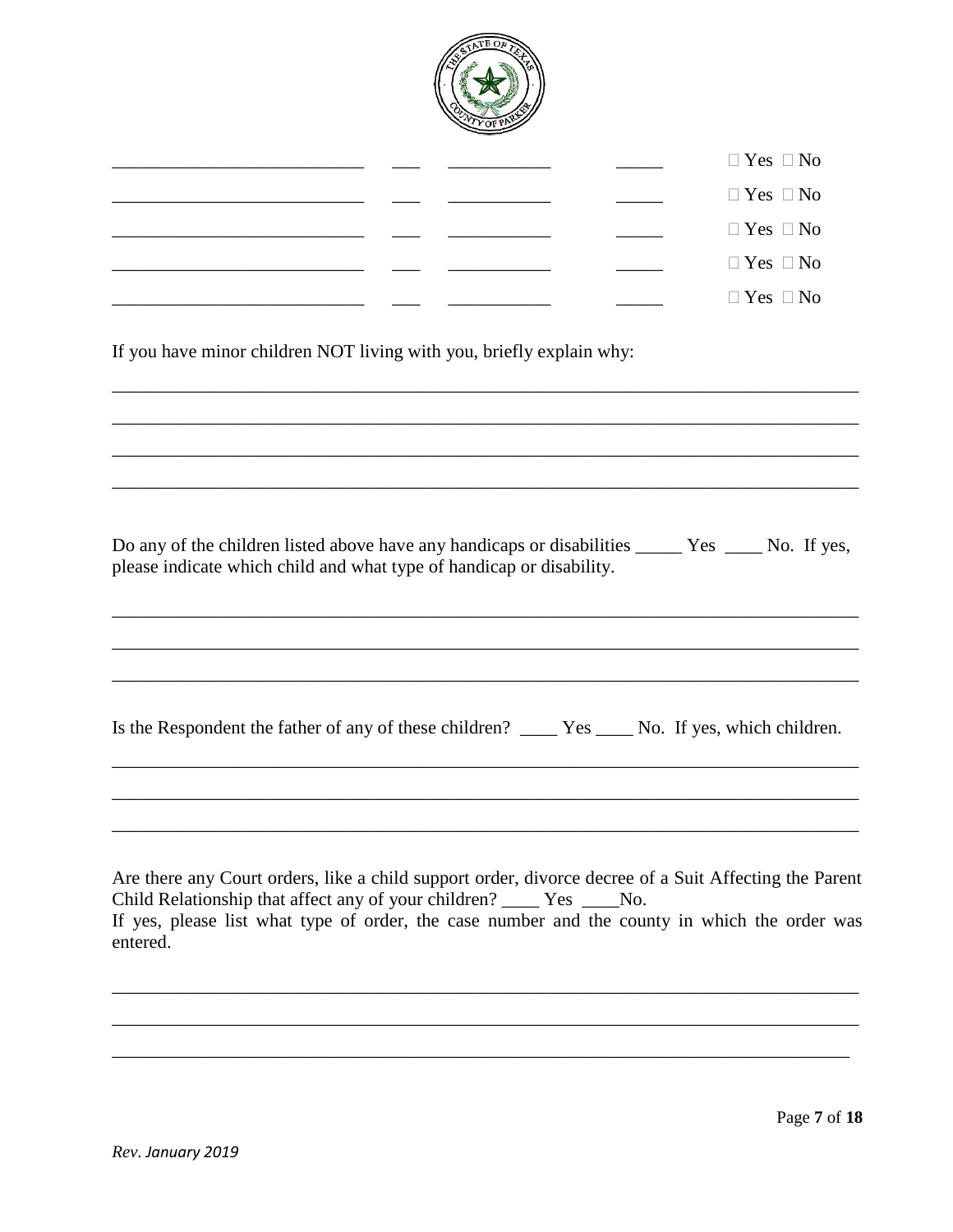| | | | | |
|---|---|---|---|---|
| ___________________________ | ___ | ___________ | _____ | ☐ Yes ☐ No |
| ___________________________ | ___ | ___________ | _____ | ☐ Yes ☐ No |
| ___________________________ | ___ | ___________ | _____ | ☐ Yes ☐ No |
| ___________________________ | ___ | ___________ | _____ | ☐ Yes ☐ No |
| ___________________________ | ___ | ___________ | _____ | ☐ Yes ☐ No |

If you have minor children NOT living with you, briefly explain why:

_______________________________________________________________________________

_______________________________________________________________________________

_______________________________________________________________________________

_______________________________________________________________________________

Do any of the children listed above have any handicaps or disabilities _____ Yes ____ No. If yes, please indicate which child and what type of handicap or disability.

_______________________________________________________________________________

_______________________________________________________________________________

_______________________________________________________________________________

Is the Respondent the father of any of these children? ____ Yes ____ No. If yes, which children.

_______________________________________________________________________________

_______________________________________________________________________________

_______________________________________________________________________________

Are there any Court orders, like a child support order, divorce decree of a Suit Affecting the Parent Child Relationship that affect any of your children? ____ Yes ____No.
If yes, please list what type of order, the case number and the county in which the order was entered.

_______________________________________________________________________________

_______________________________________________________________________________

_______________________________________________________________________________

*Rev. January 2019*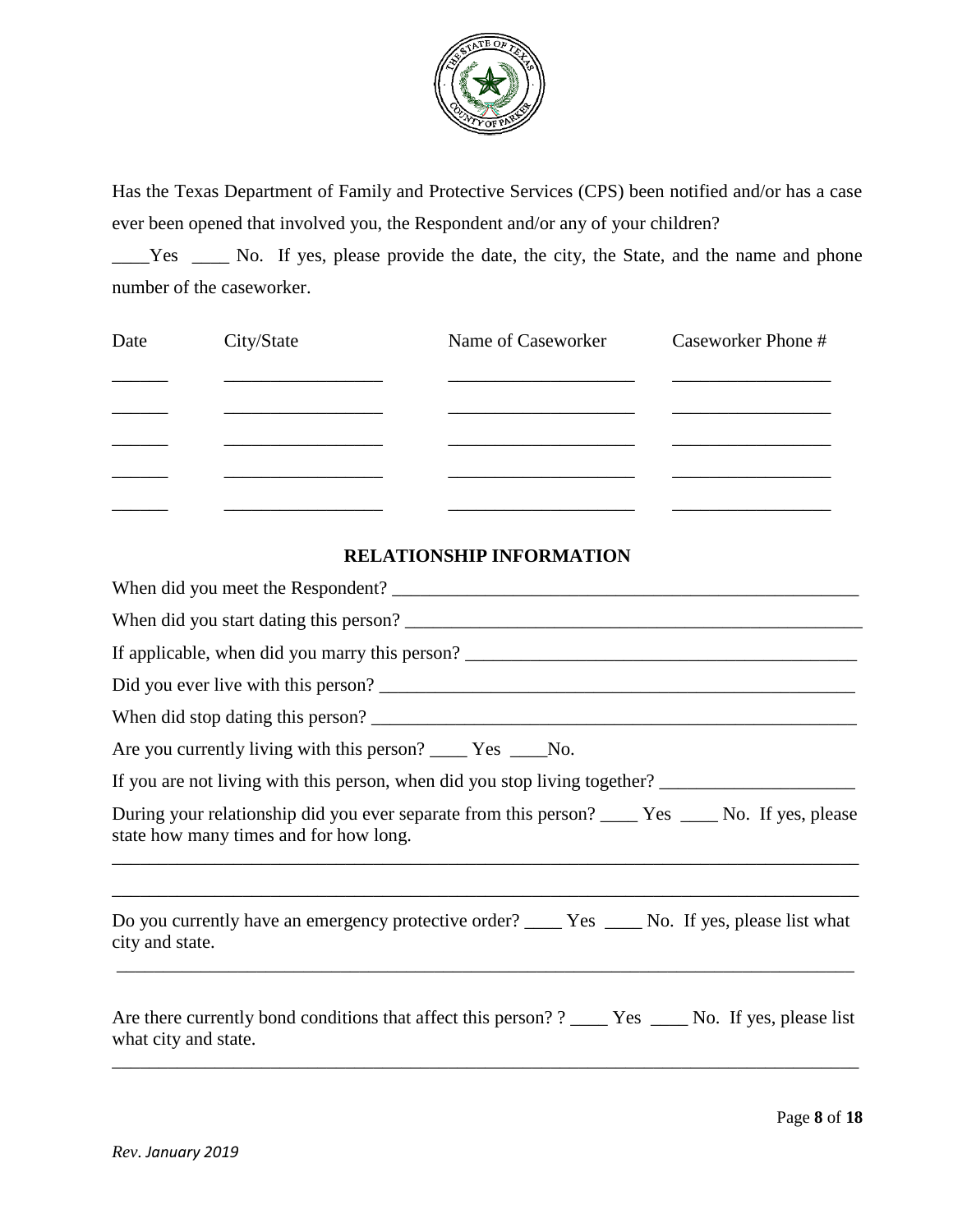Has the Texas Department of Family and Protective Services (CPS) been notified and/or has a case ever been opened that involved you, the Respondent and/or any of your children?

____Yes ____ No. If yes, please provide the date, the city, the State, and the name and phone number of the caseworker.

| Date | City/State | Name of Caseworker | Caseworker Phone # |
|---|---|---|---|
| ______ | _________________ | ____________________ | _________________ |
| ______ | _________________ | ____________________ | _________________ |
| ______ | _________________ | ____________________ | _________________ |
| ______ | _________________ | ____________________ | _________________ |
| ______ | _________________ | ____________________ | _________________ |

## RELATIONSHIP INFORMATION

When did you meet the Respondent? ____________________________________________________

When did you start dating this person? ________________________________________________

If applicable, when did you marry this person? __________________________________________

Did you ever live with this person? ____________________________________________________

When did stop dating this person? _____________________________________________________

Are you currently living with this person? ____ Yes ____No.

If you are not living with this person, when did you stop living together? _____________________

During your relationship did you ever separate from this person? ____ Yes ____ No. If yes, please state how many times and for how long.

_______________________________________________________________________________

_______________________________________________________________________________

Do you currently have an emergency protective order? ____ Yes ____ No. If yes, please list what city and state.

_______________________________________________________________________________

Are there currently bond conditions that affect this person? ? ____ Yes ____ No. If yes, please list what city and state.

_______________________________________________________________________________

*Rev. January 2019*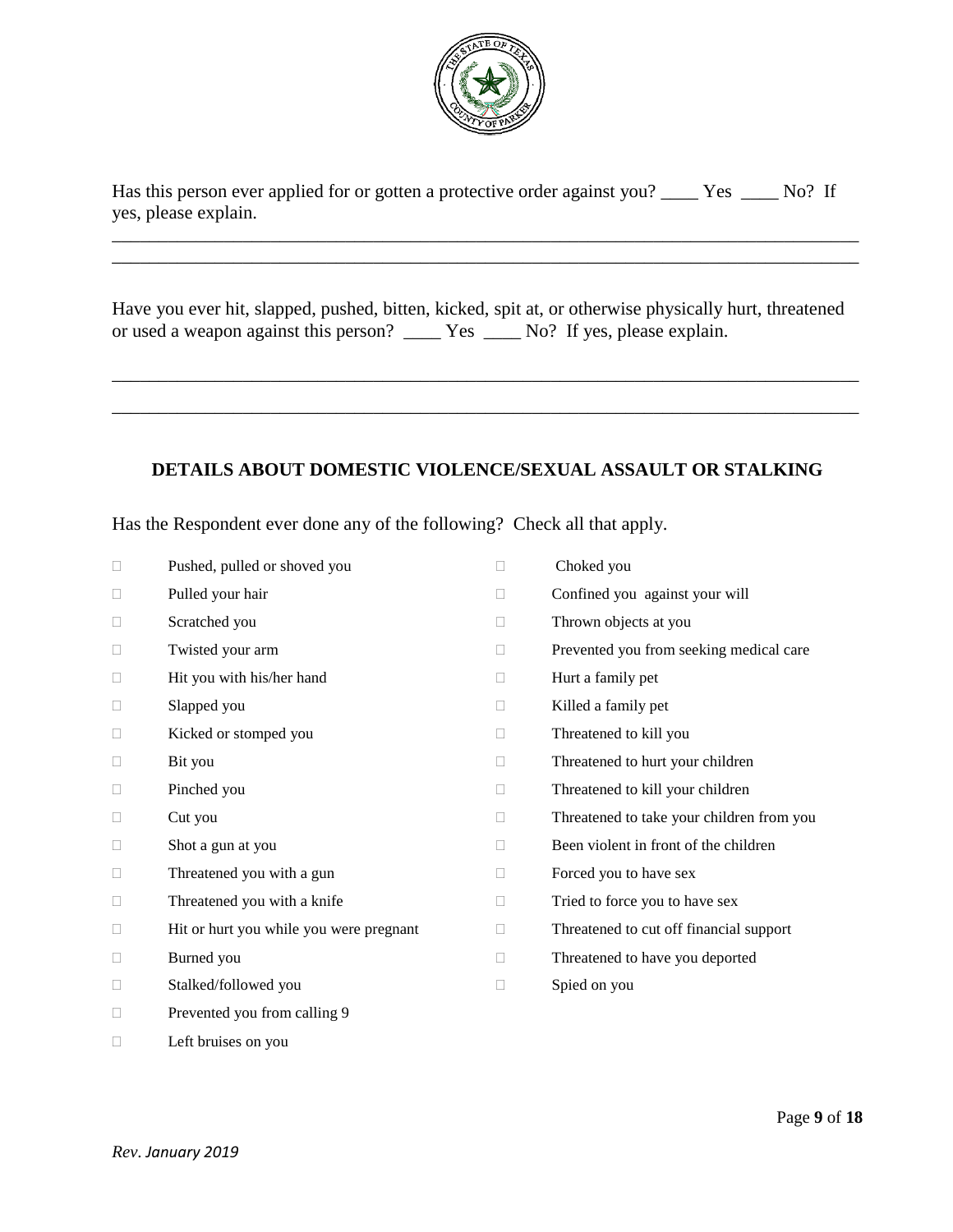Has this person ever applied for or gotten a protective order against you? ____ Yes ____ No? If yes, please explain.

______________________________________________________________________________

______________________________________________________________________________

Have you ever hit, slapped, pushed, bitten, kicked, spit at, or otherwise physically hurt, threatened or used a weapon against this person? ____ Yes ____ No? If yes, please explain.

______________________________________________________________________________

______________________________________________________________________________

## DETAILS ABOUT DOMESTIC VIOLENCE/SEXUAL ASSAULT OR STALKING

Has the Respondent ever done any of the following? Check all that apply.

- ☐ Pushed, pulled or shoved you
- ☐ Pulled your hair
- ☐ Scratched you
- ☐ Twisted your arm
- ☐ Hit you with his/her hand
- ☐ Slapped you
- ☐ Kicked or stomped you
- ☐ Bit you
- ☐ Pinched you
- ☐ Cut you
- ☐ Shot a gun at you
- ☐ Threatened you with a gun
- ☐ Threatened you with a knife
- ☐ Hit or hurt you while you were pregnant
- ☐ Burned you
- ☐ Stalked/followed you
- ☐ Prevented you from calling 9
- ☐ Left bruises on you
- ☐ Choked you
- ☐ Confined you against your will
- ☐ Thrown objects at you
- ☐ Prevented you from seeking medical care
- ☐ Hurt a family pet
- ☐ Killed a family pet
- ☐ Threatened to kill you
- ☐ Threatened to hurt your children
- ☐ Threatened to kill your children
- ☐ Threatened to take your children from you
- ☐ Been violent in front of the children
- ☐ Forced you to have sex
- ☐ Tried to force you to have sex
- ☐ Threatened to cut off financial support
- ☐ Threatened to have you deported
- ☐ Spied on you

*Rev. January 2019*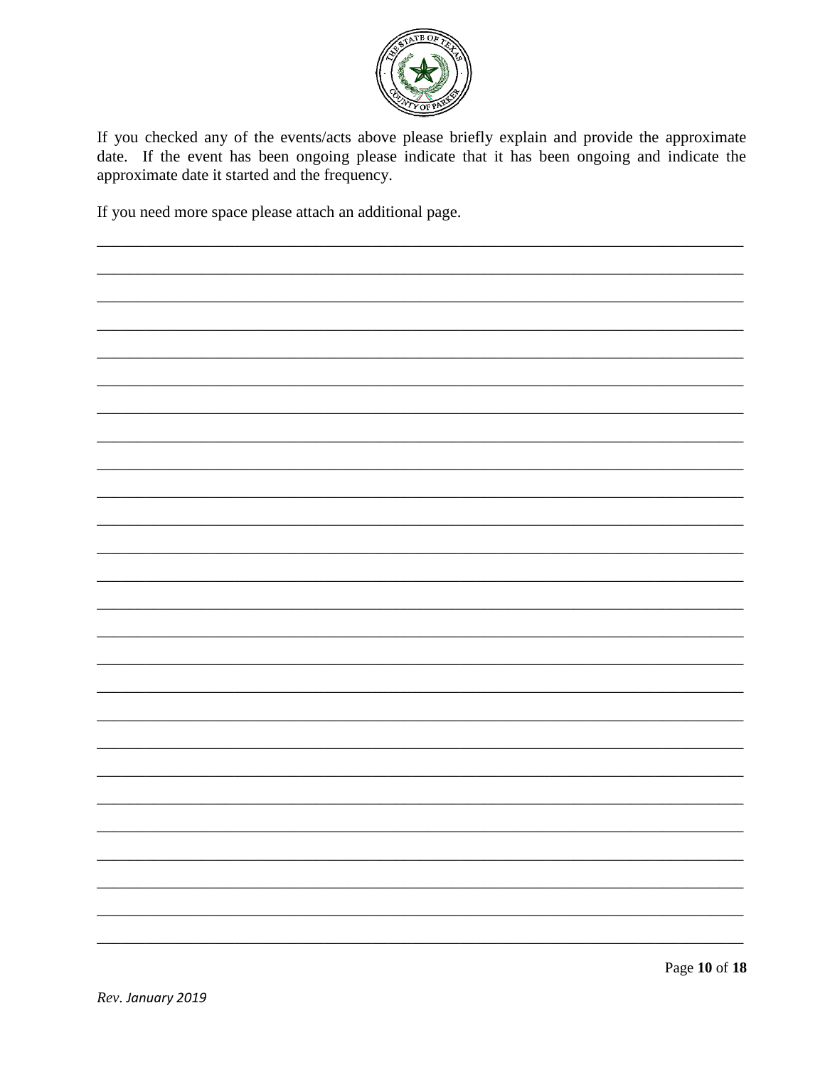If you checked any of the events/acts above please briefly explain and provide the approximate date. If the event has been ongoing please indicate that it has been ongoing and indicate the approximate date it started and the frequency.

If you need more space please attach an additional page.

______________________________________________________________________________
______________________________________________________________________________
______________________________________________________________________________
______________________________________________________________________________
______________________________________________________________________________
______________________________________________________________________________
______________________________________________________________________________
______________________________________________________________________________
______________________________________________________________________________
______________________________________________________________________________
______________________________________________________________________________
______________________________________________________________________________
______________________________________________________________________________
______________________________________________________________________________
______________________________________________________________________________
______________________________________________________________________________
______________________________________________________________________________
______________________________________________________________________________
______________________________________________________________________________
______________________________________________________________________________
______________________________________________________________________________
______________________________________________________________________________
______________________________________________________________________________
______________________________________________________________________________
______________________________________________________________________________
______________________________________________________________________________

*Rev. January 2019*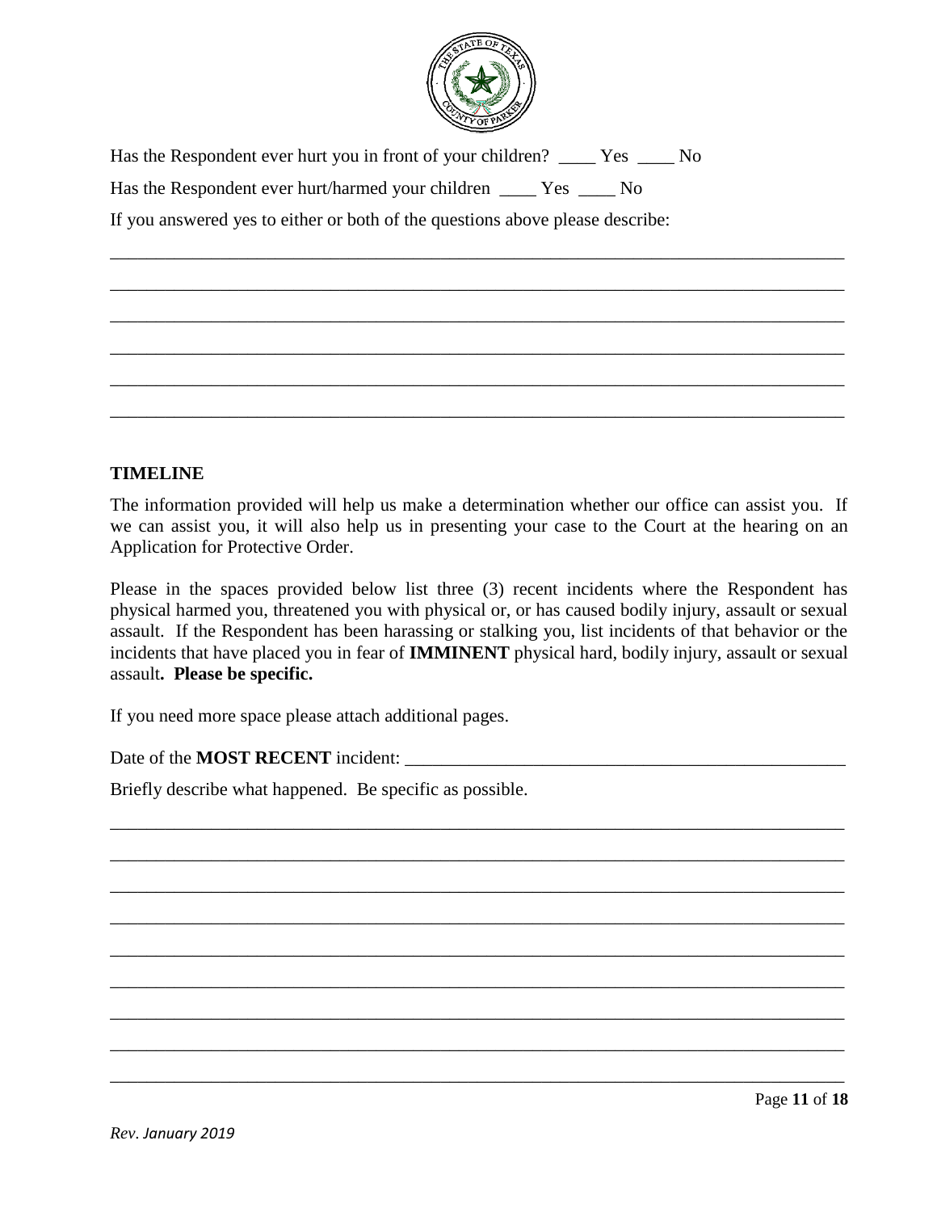Has the Respondent ever hurt you in front of your children? ____ Yes ____ No

Has the Respondent ever hurt/harmed your children ____ Yes ____ No

If you answered yes to either or both of the questions above please describe:

______________________________________________________________________________

______________________________________________________________________________

______________________________________________________________________________

______________________________________________________________________________

______________________________________________________________________________

______________________________________________________________________________

**TIMELINE**

The information provided will help us make a determination whether our office can assist you. If we can assist you, it will also help us in presenting your case to the Court at the hearing on an Application for Protective Order.

Please in the spaces provided below list three (3) recent incidents where the Respondent has physical harmed you, threatened you with physical or, or has caused bodily injury, assault or sexual assault. If the Respondent has been harassing or stalking you, list incidents of that behavior or the incidents that have placed you in fear of **IMMINENT** physical hard, bodily injury, assault or sexual assault**. Please be specific.**

If you need more space please attach additional pages.

Date of the **MOST RECENT** incident: ________________________________________________

Briefly describe what happened. Be specific as possible.

______________________________________________________________________________

______________________________________________________________________________

______________________________________________________________________________

______________________________________________________________________________

______________________________________________________________________________

______________________________________________________________________________

______________________________________________________________________________

______________________________________________________________________________

______________________________________________________________________________

*Rev. January 2019*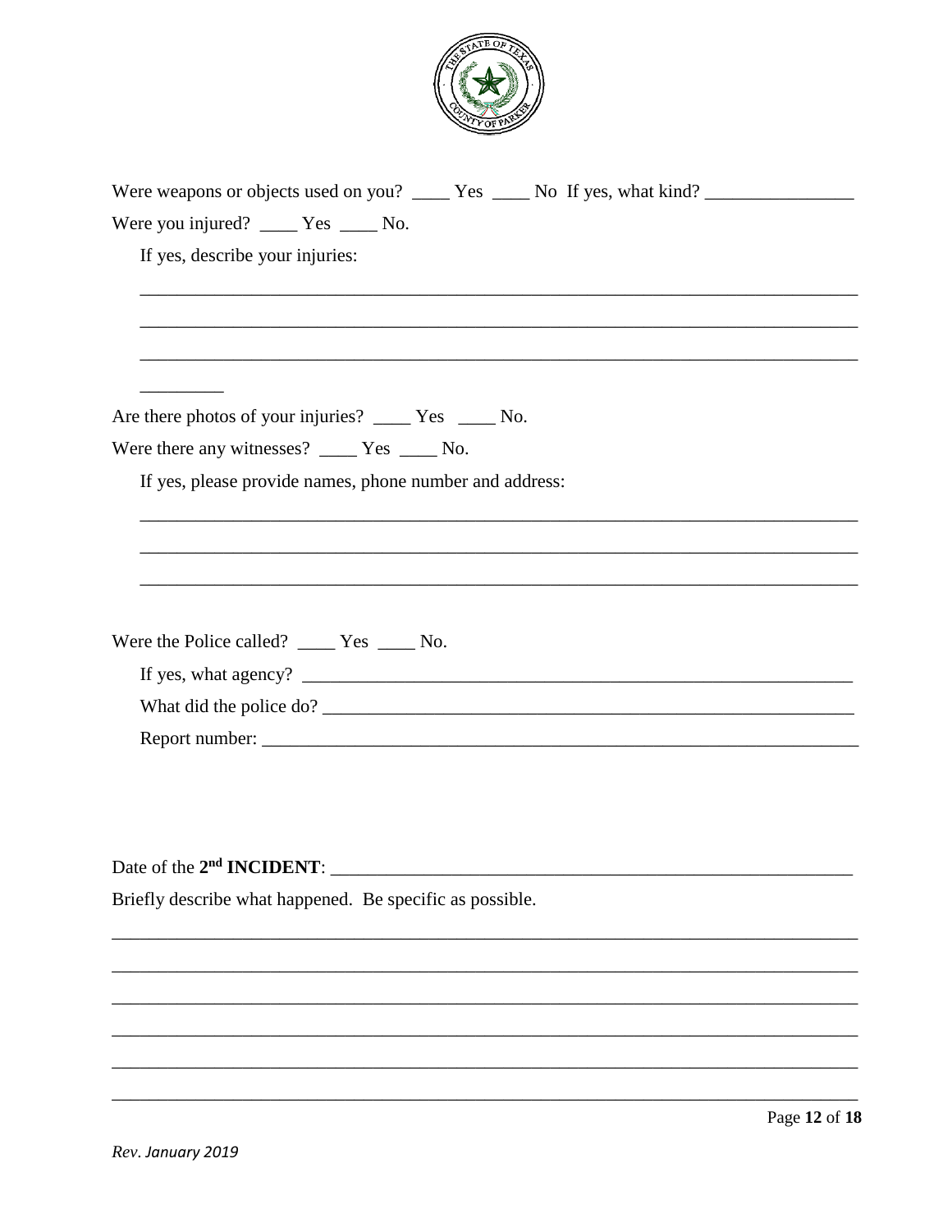Were weapons or objects used on you? ____ Yes ____ No If yes, what kind? ________________

Were you injured? ____ Yes ____ No.

If yes, describe your injuries:

___________________________________________________________________________

___________________________________________________________________________

___________________________________________________________________________

_________

Are there photos of your injuries? ____ Yes ____ No.

Were there any witnesses? ____ Yes ____ No.

If yes, please provide names, phone number and address:

___________________________________________________________________________

___________________________________________________________________________

___________________________________________________________________________

Were the Police called? ____ Yes ____ No.

If yes, what agency? _______________________________________________________________

What did the police do? _____________________________________________________________

Report number: ____________________________________________________________________

Date of the 2nd **INCIDENT**: _______________________________________________________

Briefly describe what happened. Be specific as possible.

_____________________________________________________________________________

_____________________________________________________________________________

_____________________________________________________________________________

_____________________________________________________________________________

_____________________________________________________________________________

_____________________________________________________________________________

*Rev. January 2019*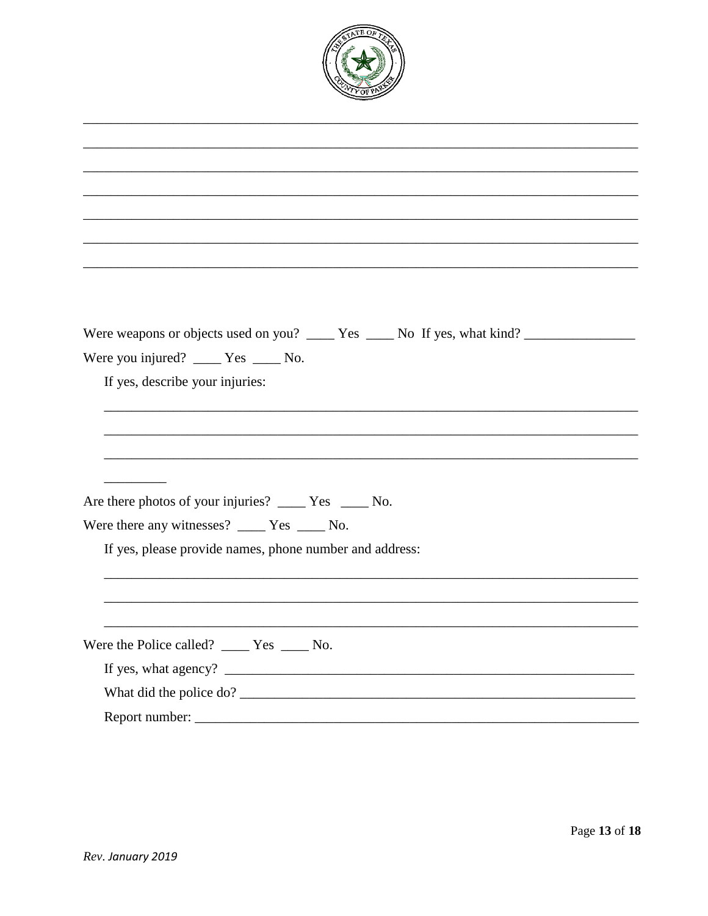\_\_\_\_\_\_\_\_\_\_\_\_\_\_\_\_\_\_\_\_\_\_\_\_\_\_\_\_\_\_\_\_\_\_\_\_\_\_\_\_\_\_\_\_\_\_\_\_\_\_\_\_\_\_\_\_\_\_\_\_\_\_\_\_\_\_\_\_\_\_\_\_\_\_\_\_

\_\_\_\_\_\_\_\_\_\_\_\_\_\_\_\_\_\_\_\_\_\_\_\_\_\_\_\_\_\_\_\_\_\_\_\_\_\_\_\_\_\_\_\_\_\_\_\_\_\_\_\_\_\_\_\_\_\_\_\_\_\_\_\_\_\_\_\_\_\_\_\_\_\_\_\_

\_\_\_\_\_\_\_\_\_\_\_\_\_\_\_\_\_\_\_\_\_\_\_\_\_\_\_\_\_\_\_\_\_\_\_\_\_\_\_\_\_\_\_\_\_\_\_\_\_\_\_\_\_\_\_\_\_\_\_\_\_\_\_\_\_\_\_\_\_\_\_\_\_\_\_\_

\_\_\_\_\_\_\_\_\_\_\_\_\_\_\_\_\_\_\_\_\_\_\_\_\_\_\_\_\_\_\_\_\_\_\_\_\_\_\_\_\_\_\_\_\_\_\_\_\_\_\_\_\_\_\_\_\_\_\_\_\_\_\_\_\_\_\_\_\_\_\_\_\_\_\_\_

\_\_\_\_\_\_\_\_\_\_\_\_\_\_\_\_\_\_\_\_\_\_\_\_\_\_\_\_\_\_\_\_\_\_\_\_\_\_\_\_\_\_\_\_\_\_\_\_\_\_\_\_\_\_\_\_\_\_\_\_\_\_\_\_\_\_\_\_\_\_\_\_\_\_\_\_

\_\_\_\_\_\_\_\_\_\_\_\_\_\_\_\_\_\_\_\_\_\_\_\_\_\_\_\_\_\_\_\_\_\_\_\_\_\_\_\_\_\_\_\_\_\_\_\_\_\_\_\_\_\_\_\_\_\_\_\_\_\_\_\_\_\_\_\_\_\_\_\_\_\_\_\_

\_\_\_\_\_\_\_\_\_\_\_\_\_\_\_\_\_\_\_\_\_\_\_\_\_\_\_\_\_\_\_\_\_\_\_\_\_\_\_\_\_\_\_\_\_\_\_\_\_\_\_\_\_\_\_\_\_\_\_\_\_\_\_\_\_\_\_\_\_\_\_\_\_\_\_\_

Were weapons or objects used on you? \_\_\_\_ Yes \_\_\_\_ No If yes, what kind? \_\_\_\_\_\_\_\_\_\_\_\_\_\_\_\_

Were you injured? \_\_\_\_ Yes \_\_\_\_ No.

If yes, describe your injuries:

\_\_\_\_\_\_\_\_\_\_\_\_\_\_\_\_\_\_\_\_\_\_\_\_\_\_\_\_\_\_\_\_\_\_\_\_\_\_\_\_\_\_\_\_\_\_\_\_\_\_\_\_\_\_\_\_\_\_\_\_\_\_\_\_\_\_\_\_\_\_\_\_

\_\_\_\_\_\_\_\_\_\_\_\_\_\_\_\_\_\_\_\_\_\_\_\_\_\_\_\_\_\_\_\_\_\_\_\_\_\_\_\_\_\_\_\_\_\_\_\_\_\_\_\_\_\_\_\_\_\_\_\_\_\_\_\_\_\_\_\_\_\_\_\_

\_\_\_\_\_\_\_\_\_\_\_\_\_\_\_\_\_\_\_\_\_\_\_\_\_\_\_\_\_\_\_\_\_\_\_\_\_\_\_\_\_\_\_\_\_\_\_\_\_\_\_\_\_\_\_\_\_\_\_\_\_\_\_\_\_\_\_\_\_\_\_\_

\_\_\_\_\_\_\_\_\_

Are there photos of your injuries? \_\_\_\_ Yes \_\_\_\_ No.

Were there any witnesses? \_\_\_\_ Yes \_\_\_\_ No.

If yes, please provide names, phone number and address:

\_\_\_\_\_\_\_\_\_\_\_\_\_\_\_\_\_\_\_\_\_\_\_\_\_\_\_\_\_\_\_\_\_\_\_\_\_\_\_\_\_\_\_\_\_\_\_\_\_\_\_\_\_\_\_\_\_\_\_\_\_\_\_\_\_\_\_\_\_\_\_\_

\_\_\_\_\_\_\_\_\_\_\_\_\_\_\_\_\_\_\_\_\_\_\_\_\_\_\_\_\_\_\_\_\_\_\_\_\_\_\_\_\_\_\_\_\_\_\_\_\_\_\_\_\_\_\_\_\_\_\_\_\_\_\_\_\_\_\_\_\_\_\_\_

\_\_\_\_\_\_\_\_\_\_\_\_\_\_\_\_\_\_\_\_\_\_\_\_\_\_\_\_\_\_\_\_\_\_\_\_\_\_\_\_\_\_\_\_\_\_\_\_\_\_\_\_\_\_\_\_\_\_\_\_\_\_\_\_\_\_\_\_\_\_\_\_

Were the Police called? \_\_\_\_ Yes \_\_\_\_ No.

If yes, what agency? \_\_\_\_\_\_\_\_\_\_\_\_\_\_\_\_\_\_\_\_\_\_\_\_\_\_\_\_\_\_\_\_\_\_\_\_\_\_\_\_\_\_\_\_\_\_\_\_\_\_\_\_\_\_\_\_\_\_

What did the police do? \_\_\_\_\_\_\_\_\_\_\_\_\_\_\_\_\_\_\_\_\_\_\_\_\_\_\_\_\_\_\_\_\_\_\_\_\_\_\_\_\_\_\_\_\_\_\_\_\_\_\_\_\_\_

Report number: \_\_\_\_\_\_\_\_\_\_\_\_\_\_\_\_\_\_\_\_\_\_\_\_\_\_\_\_\_\_\_\_\_\_\_\_\_\_\_\_\_\_\_\_\_\_\_\_\_\_\_\_\_\_\_\_\_\_\_\_\_

*Rev. January 2019*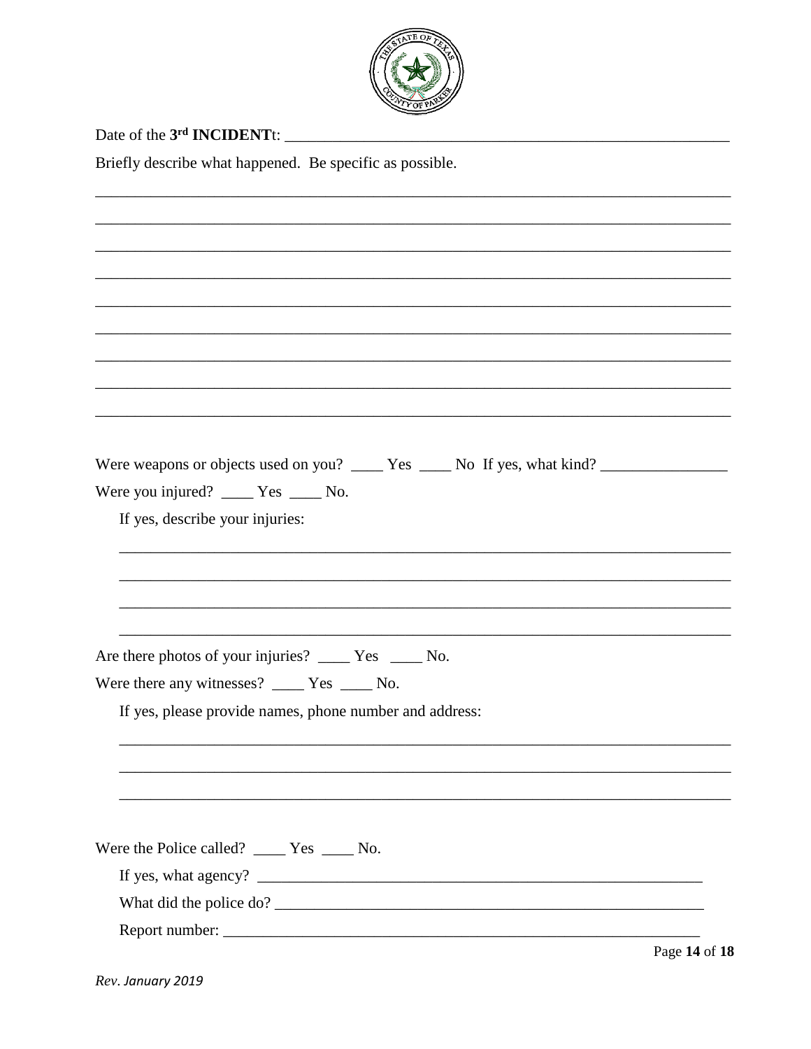Date of the **3rd INCIDENT**t: ______________________________________________________

Briefly describe what happened. Be specific as possible.

_____________________________________________________________________________

_____________________________________________________________________________

_____________________________________________________________________________

_____________________________________________________________________________

_____________________________________________________________________________

_____________________________________________________________________________

_____________________________________________________________________________

_____________________________________________________________________________

_____________________________________________________________________________

Were weapons or objects used on you? ____ Yes ____ No If yes, what kind? ________________

Were you injured? ____ Yes ____ No.

If yes, describe your injuries:

_____________________________________________________________________________

_____________________________________________________________________________

_____________________________________________________________________________

_____________________________________________________________________________

Are there photos of your injuries? ____ Yes ____ No.

Were there any witnesses? ____ Yes ____ No.

If yes, please provide names, phone number and address:

_____________________________________________________________________________

_____________________________________________________________________________

_____________________________________________________________________________

Were the Police called? ____ Yes ____ No.

If yes, what agency? ___________________________________________________________

What did the police do? _________________________________________________________

Report number: ________________________________________________________________

*Rev. January 2019*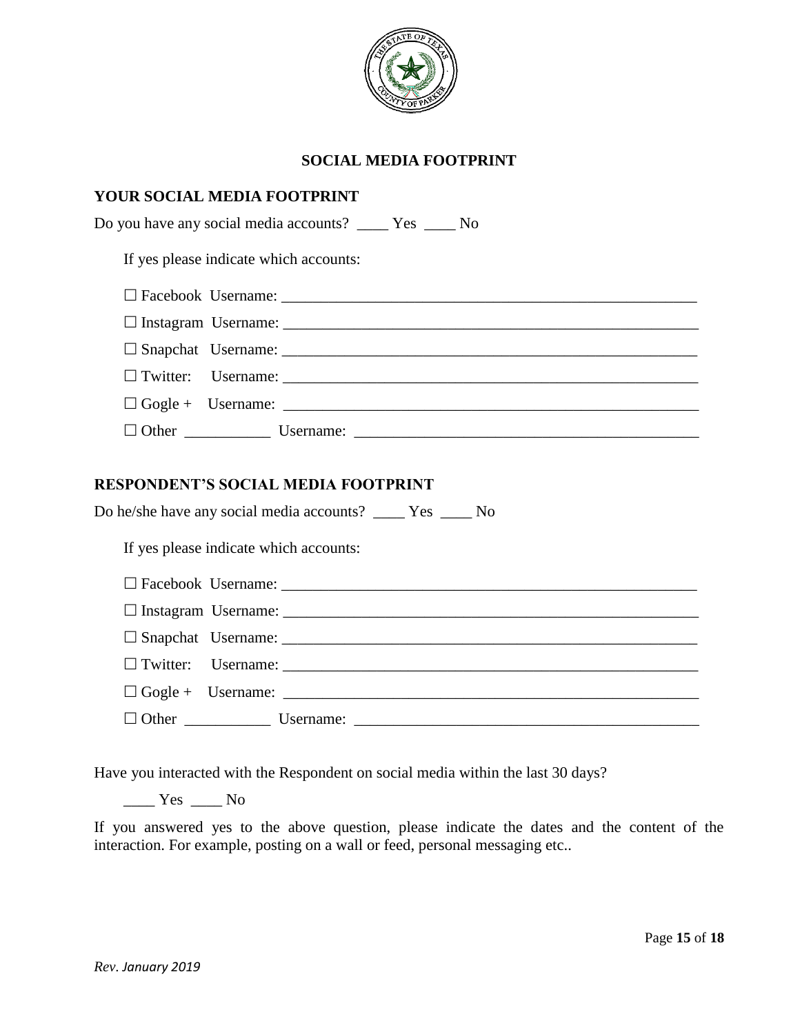## SOCIAL MEDIA FOOTPRINT

### YOUR SOCIAL MEDIA FOOTPRINT

Do you have any social media accounts? ____ Yes ____ No

If yes please indicate which accounts:

☐ Facebook Username: ______________________________________________________

☐ Instagram Username: ______________________________________________________

☐ Snapchat Username: ______________________________________________________

☐ Twitter: Username: ______________________________________________________

☐ Gogle + Username: ______________________________________________________

☐ Other ___________ Username: ____________________________________________

### RESPONDENT'S SOCIAL MEDIA FOOTPRINT

Do he/she have any social media accounts? ____ Yes ____ No

If yes please indicate which accounts:

☐ Facebook Username: ______________________________________________________

☐ Instagram Username: ______________________________________________________

☐ Snapchat Username: ______________________________________________________

☐ Twitter: Username: ______________________________________________________

☐ Gogle + Username: ______________________________________________________

☐ Other ___________ Username: ____________________________________________

Have you interacted with the Respondent on social media within the last 30 days?

____ Yes ____ No

If you answered yes to the above question, please indicate the dates and the content of the interaction. For example, posting on a wall or feed, personal messaging etc..

*Rev. January 2019*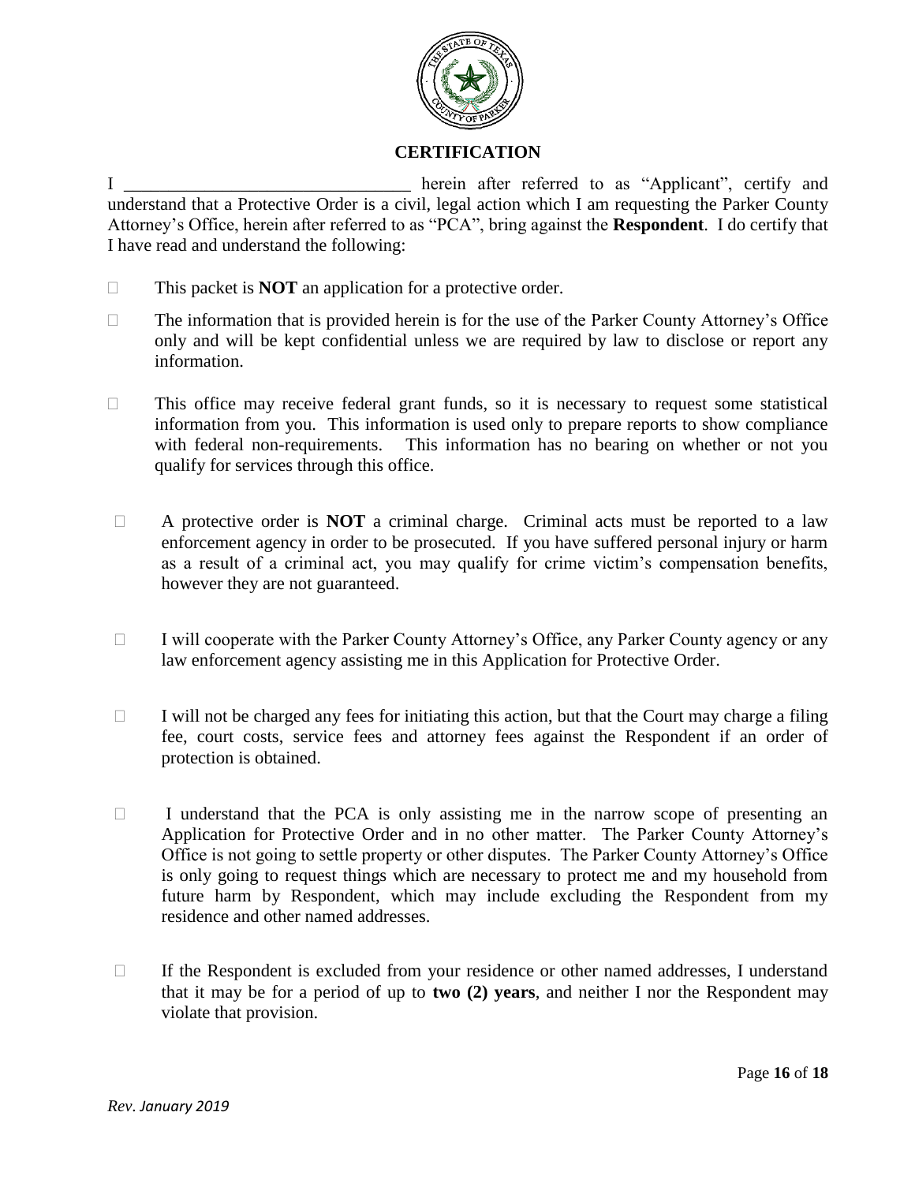## CERTIFICATION

I ________________________________ herein after referred to as "Applicant", certify and understand that a Protective Order is a civil, legal action which I am requesting the Parker County Attorney's Office, herein after referred to as "PCA", bring against the **Respondent**. I do certify that I have read and understand the following:

- ☐ This packet is **NOT** an application for a protective order.
- ☐ The information that is provided herein is for the use of the Parker County Attorney's Office only and will be kept confidential unless we are required by law to disclose or report any information.
- ☐ This office may receive federal grant funds, so it is necessary to request some statistical information from you. This information is used only to prepare reports to show compliance with federal non-requirements. This information has no bearing on whether or not you qualify for services through this office.
- ☐ A protective order is **NOT** a criminal charge. Criminal acts must be reported to a law enforcement agency in order to be prosecuted. If you have suffered personal injury or harm as a result of a criminal act, you may qualify for crime victim's compensation benefits, however they are not guaranteed.
- ☐ I will cooperate with the Parker County Attorney's Office, any Parker County agency or any law enforcement agency assisting me in this Application for Protective Order.
- ☐ I will not be charged any fees for initiating this action, but that the Court may charge a filing fee, court costs, service fees and attorney fees against the Respondent if an order of protection is obtained.
- ☐ I understand that the PCA is only assisting me in the narrow scope of presenting an Application for Protective Order and in no other matter. The Parker County Attorney's Office is not going to settle property or other disputes. The Parker County Attorney's Office is only going to request things which are necessary to protect me and my household from future harm by Respondent, which may include excluding the Respondent from my residence and other named addresses.
- ☐ If the Respondent is excluded from your residence or other named addresses, I understand that it may be for a period of up to **two (2) years**, and neither I nor the Respondent may violate that provision.

*Rev. January 2019*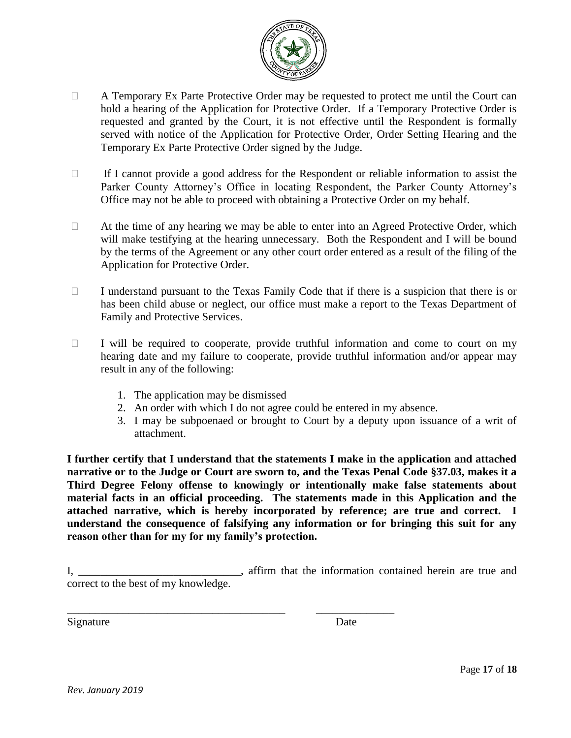- A Temporary Ex Parte Protective Order may be requested to protect me until the Court can hold a hearing of the Application for Protective Order. If a Temporary Protective Order is requested and granted by the Court, it is not effective until the Respondent is formally served with notice of the Application for Protective Order, Order Setting Hearing and the Temporary Ex Parte Protective Order signed by the Judge.

- If I cannot provide a good address for the Respondent or reliable information to assist the Parker County Attorney's Office in locating Respondent, the Parker County Attorney's Office may not be able to proceed with obtaining a Protective Order on my behalf.

- At the time of any hearing we may be able to enter into an Agreed Protective Order, which will make testifying at the hearing unnecessary. Both the Respondent and I will be bound by the terms of the Agreement or any other court order entered as a result of the filing of the Application for Protective Order.

- I understand pursuant to the Texas Family Code that if there is a suspicion that there is or has been child abuse or neglect, our office must make a report to the Texas Department of Family and Protective Services.

- I will be required to cooperate, provide truthful information and come to court on my hearing date and my failure to cooperate, provide truthful information and/or appear may result in any of the following:

    1. The application may be dismissed
    2. An order with which I do not agree could be entered in my absence.
    3. I may be subpoenaed or brought to Court by a deputy upon issuance of a writ of attachment.

**I further certify that I understand that the statements I make in the application and attached narrative or to the Judge or Court are sworn to, and the Texas Penal Code §37.03, makes it a Third Degree Felony offense to knowingly or intentionally make false statements about material facts in an official proceeding. The statements made in this Application and the attached narrative, which is hereby incorporated by reference; are true and correct. I understand the consequence of falsifying any information or for bringing this suit for any reason other than for my for my family's protection.**

I, _____________________________, affirm that the information contained herein are true and correct to the best of my knowledge.

_______________________________________ ______________

Signature Date

*Rev. January 2019*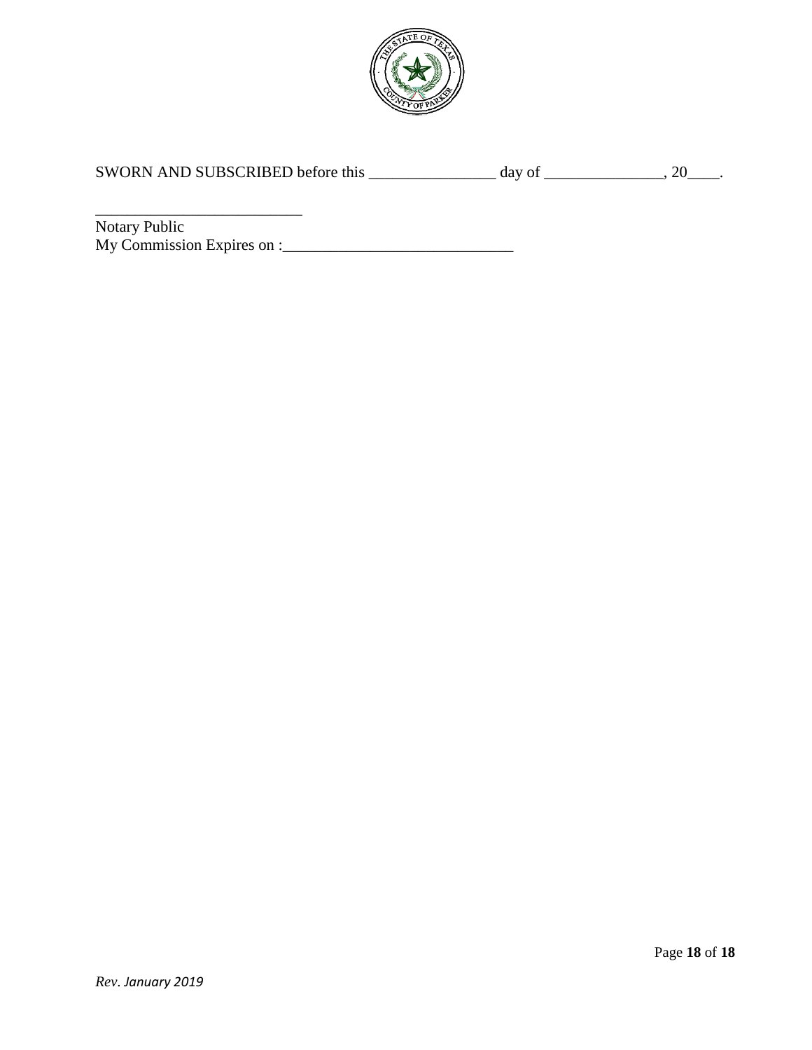SWORN AND SUBSCRIBED before this ________________ day of _______________, 20____.

___________________________
Notary Public
My Commission Expires on :_____________________________

*Rev. January 2019*